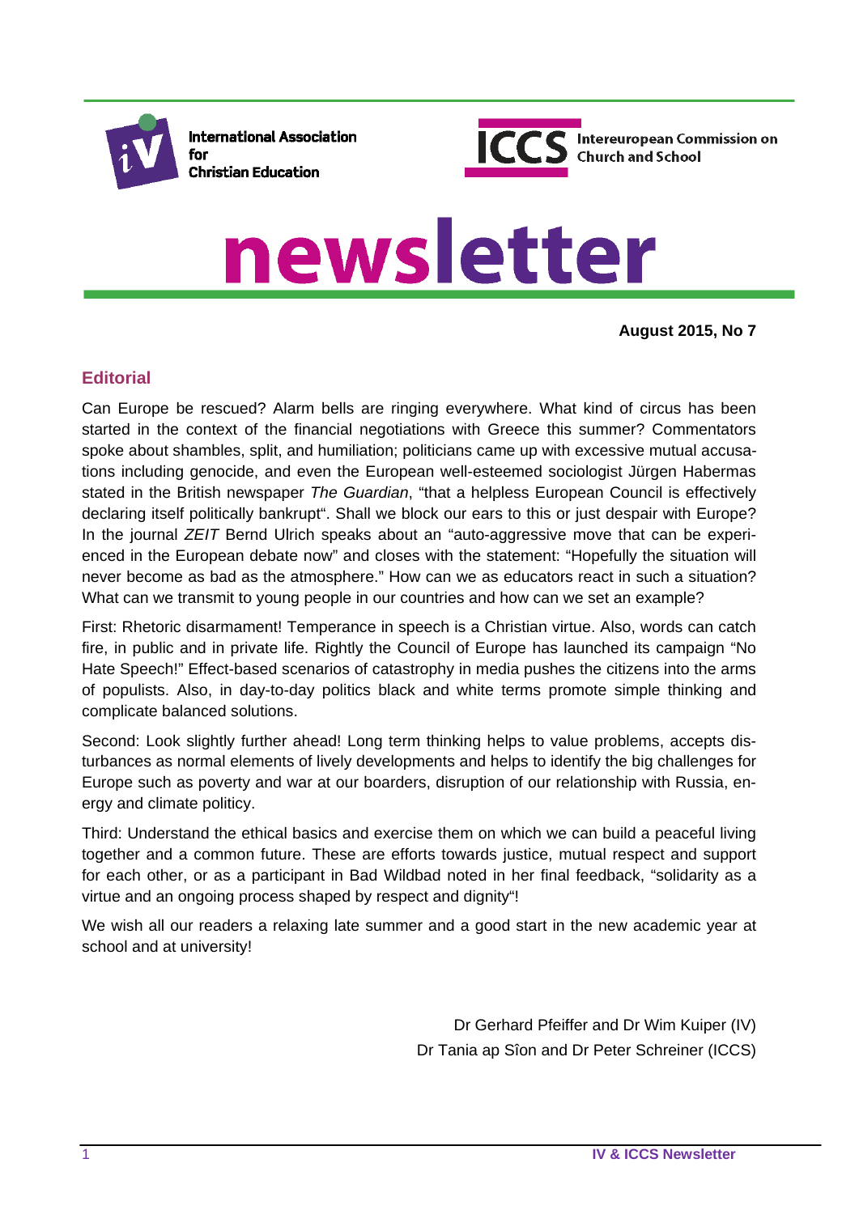International Association for Christian Education

Intereuropean Commission on Church and School

# newsletter

**August 2015, No 7**

## Editorial

Can Europe be rescued? Alarm bells are ringing everywhere. What kind of circus has been started in the context of the financial negotiations with Greece this summer? Commentators spoke about shambles, split, and humiliation; politicians came up with excessive mutual accusations including genocide, and even the European well-esteemed sociologist Jürgen Habermas stated in the British newspaper *The Guardian*, "that a helpless European Council is effectively declaring itself politically bankrupt". Shall we block our ears to this or just despair with Europe? In the journal *ZEIT* Bernd Ulrich speaks about an "auto-aggressive move that can be experienced in the European debate now" and closes with the statement: "Hopefully the situation will never become as bad as the atmosphere." How can we as educators react in such a situation? What can we transmit to young people in our countries and how can we set an example?

First: Rhetoric disarmament! Temperance in speech is a Christian virtue. Also, words can catch fire, in public and in private life. Rightly the Council of Europe has launched its campaign "No Hate Speech!" Effect-based scenarios of catastrophy in media pushes the citizens into the arms of populists. Also, in day-to-day politics black and white terms promote simple thinking and complicate balanced solutions.

Second: Look slightly further ahead! Long term thinking helps to value problems, accepts disturbances as normal elements of lively developments and helps to identify the big challenges for Europe such as poverty and war at our boarders, disruption of our relationship with Russia, energy and climate politicy.

Third: Understand the ethical basics and exercise them on which we can build a peaceful living together and a common future. These are efforts towards justice, mutual respect and support for each other, or as a participant in Bad Wildbad noted in her final feedback, "solidarity as a virtue and an ongoing process shaped by respect and dignity"!

We wish all our readers a relaxing late summer and a good start in the new academic year at school and at university!

Dr Gerhard Pfeiffer and Dr Wim Kuiper (IV)
Dr Tania ap Sîon and Dr Peter Schreiner (ICCS)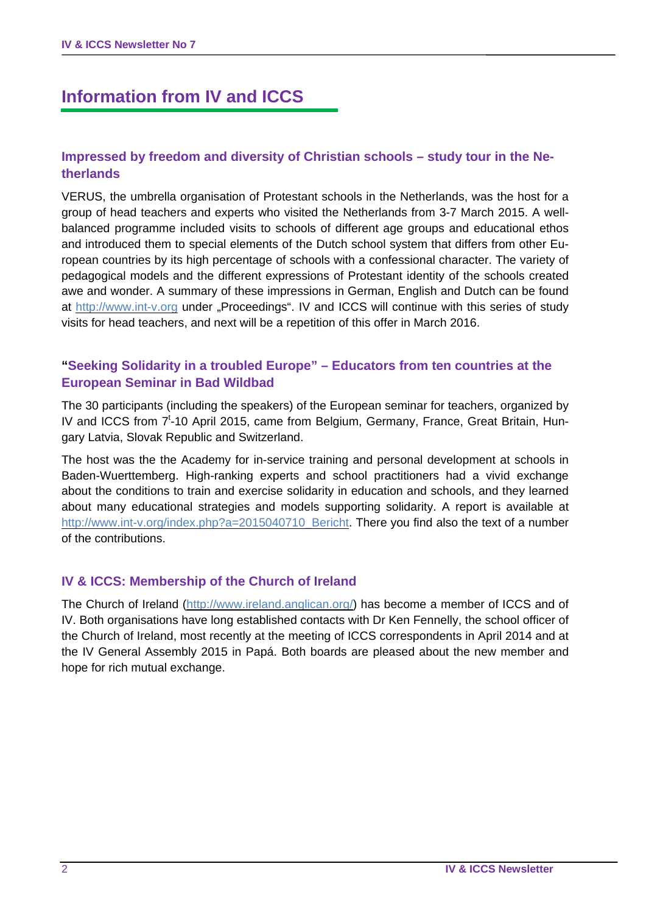# Information from IV and ICCS

## Impressed by freedom and diversity of Christian schools – study tour in the Netherlands

VERUS, the umbrella organisation of Protestant schools in the Netherlands, was the host for a group of head teachers and experts who visited the Netherlands from 3-7 March 2015. A well-balanced programme included visits to schools of different age groups and educational ethos and introduced them to special elements of the Dutch school system that differs from other European countries by its high percentage of schools with a confessional character. The variety of pedagogical models and the different expressions of Protestant identity of the schools created awe and wonder. A summary of these impressions in German, English and Dutch can be found at http://www.int-v.org under „Proceedings“. IV and ICCS will continue with this series of study visits for head teachers, and next will be a repetition of this offer in March 2016.

## "Seeking Solidarity in a troubled Europe" – Educators from ten countries at the European Seminar in Bad Wildbad

The 30 participants (including the speakers) of the European seminar for teachers, organized by IV and ICCS from 7[t]-10 April 2015, came from Belgium, Germany, France, Great Britain, Hungary Latvia, Slovak Republic and Switzerland.

The host was the the Academy for in-service training and personal development at schools in Baden-Wuerttemberg. High-ranking experts and school practitioners had a vivid exchange about the conditions to train and exercise solidarity in education and schools, and they learned about many educational strategies and models supporting solidarity. A report is available at http://www.int-v.org/index.php?a=2015040710_Bericht. There you find also the text of a number of the contributions.

## IV & ICCS: Membership of the Church of Ireland

The Church of Ireland (http://www.ireland.anglican.org/) has become a member of ICCS and of IV. Both organisations have long established contacts with Dr Ken Fennelly, the school officer of the Church of Ireland, most recently at the meeting of ICCS correspondents in April 2014 and at the IV General Assembly 2015 in Papá. Both boards are pleased about the new member and hope for rich mutual exchange.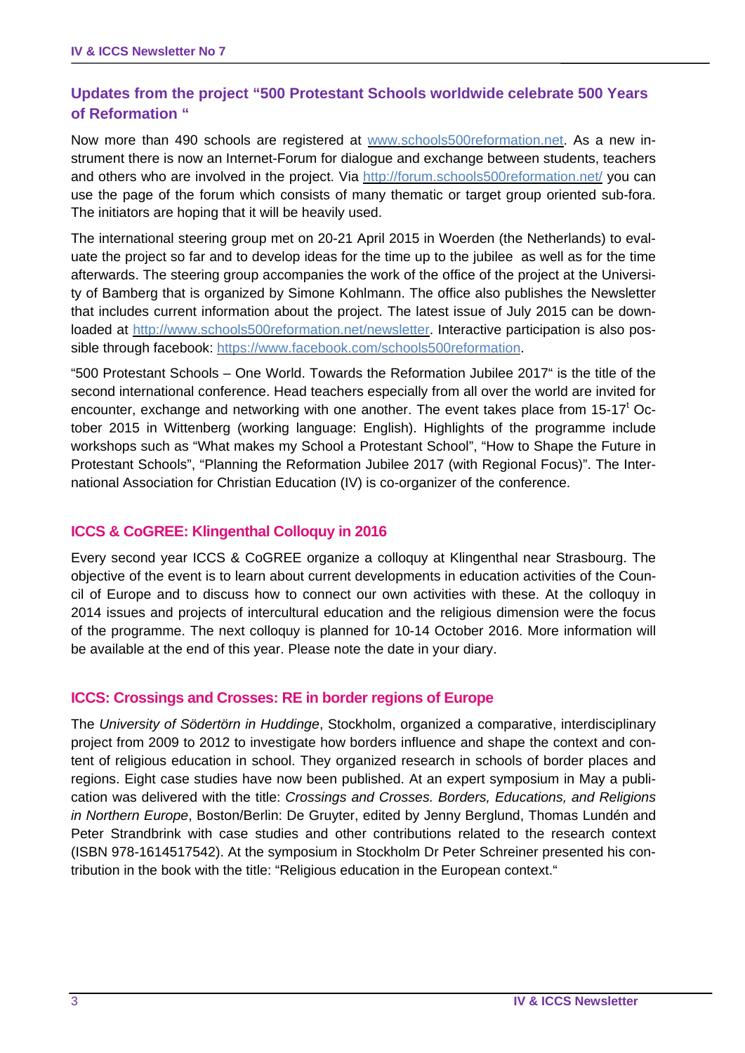## Updates from the project "500 Protestant Schools worldwide celebrate 500 Years of Reformation "

Now more than 490 schools are registered at www.schools500reformation.net. As a new instrument there is now an Internet-Forum for dialogue and exchange between students, teachers and others who are involved in the project. Via http://forum.schools500reformation.net/ you can use the page of the forum which consists of many thematic or target group oriented sub-fora. The initiators are hoping that it will be heavily used.

The international steering group met on 20-21 April 2015 in Woerden (the Netherlands) to evaluate the project so far and to develop ideas for the time up to the jubilee as well as for the time afterwards. The steering group accompanies the work of the office of the project at the University of Bamberg that is organized by Simone Kohlmann. The office also publishes the Newsletter that includes current information about the project. The latest issue of July 2015 can be downloaded at http://www.schools500reformation.net/newsletter. Interactive participation is also possible through facebook: https://www.facebook.com/schools500reformation.

"500 Protestant Schools – One World. Towards the Reformation Jubilee 2017" is the title of the second international conference. Head teachers especially from all over the world are invited for encounter, exchange and networking with one another. The event takes place from 15-17t October 2015 in Wittenberg (working language: English). Highlights of the programme include workshops such as "What makes my School a Protestant School", "How to Shape the Future in Protestant Schools", "Planning the Reformation Jubilee 2017 (with Regional Focus)". The International Association for Christian Education (IV) is co-organizer of the conference.

## ICCS & CoGREE: Klingenthal Colloquy in 2016

Every second year ICCS & CoGREE organize a colloquy at Klingenthal near Strasbourg. The objective of the event is to learn about current developments in education activities of the Council of Europe and to discuss how to connect our own activities with these. At the colloquy in 2014 issues and projects of intercultural education and the religious dimension were the focus of the programme. The next colloquy is planned for 10-14 October 2016. More information will be available at the end of this year. Please note the date in your diary.

## ICCS: Crossings and Crosses: RE in border regions of Europe

The *University of Södertörn in Huddinge*, Stockholm, organized a comparative, interdisciplinary project from 2009 to 2012 to investigate how borders influence and shape the context and content of religious education in school. They organized research in schools of border places and regions. Eight case studies have now been published. At an expert symposium in May a publication was delivered with the title: *Crossings and Crosses. Borders, Educations, and Religions in Northern Europe*, Boston/Berlin: De Gruyter, edited by Jenny Berglund, Thomas Lundén and Peter Strandbrink with case studies and other contributions related to the research context (ISBN 978-1614517542). At the symposium in Stockholm Dr Peter Schreiner presented his contribution in the book with the title: "Religious education in the European context."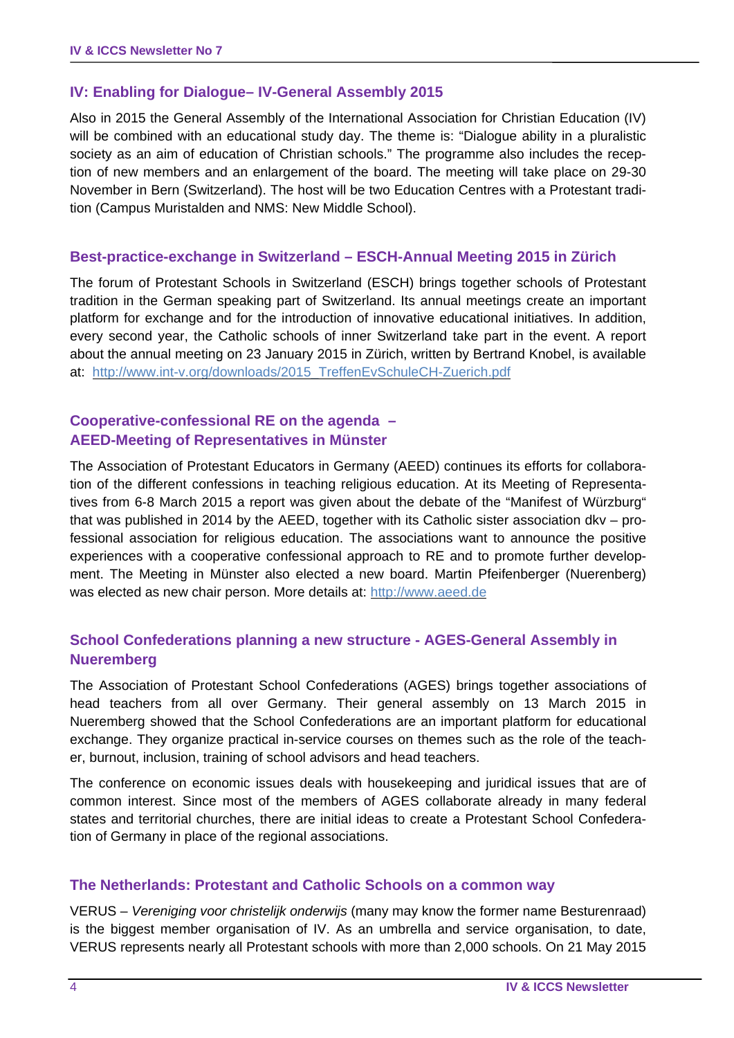## IV: Enabling for Dialogue– IV-General Assembly 2015

Also in 2015 the General Assembly of the International Association for Christian Education (IV) will be combined with an educational study day. The theme is: "Dialogue ability in a pluralistic society as an aim of education of Christian schools." The programme also includes the reception of new members and an enlargement of the board. The meeting will take place on 29-30 November in Bern (Switzerland). The host will be two Education Centres with a Protestant tradition (Campus Muristalden and NMS: New Middle School).

## Best-practice-exchange in Switzerland – ESCH-Annual Meeting 2015 in Zürich

The forum of Protestant Schools in Switzerland (ESCH) brings together schools of Protestant tradition in the German speaking part of Switzerland. Its annual meetings create an important platform for exchange and for the introduction of innovative educational initiatives. In addition, every second year, the Catholic schools of inner Switzerland take part in the event. A report about the annual meeting on 23 January 2015 in Zürich, written by Bertrand Knobel, is available at: http://www.int-v.org/downloads/2015_TreffenEvSchuleCH-Zuerich.pdf

## Cooperative-confessional RE on the agenda – AEED-Meeting of Representatives in Münster

The Association of Protestant Educators in Germany (AEED) continues its efforts for collaboration of the different confessions in teaching religious education. At its Meeting of Representatives from 6-8 March 2015 a report was given about the debate of the "Manifest of Würzburg" that was published in 2014 by the AEED, together with its Catholic sister association dkv – professional association for religious education. The associations want to announce the positive experiences with a cooperative confessional approach to RE and to promote further development. The Meeting in Münster also elected a new board. Martin Pfeifenberger (Nuerenberg) was elected as new chair person. More details at: http://www.aeed.de

## School Confederations planning a new structure - AGES-General Assembly in Nueremberg

The Association of Protestant School Confederations (AGES) brings together associations of head teachers from all over Germany. Their general assembly on 13 March 2015 in Nueremberg showed that the School Confederations are an important platform for educational exchange. They organize practical in-service courses on themes such as the role of the teacher, burnout, inclusion, training of school advisors and head teachers.

The conference on economic issues deals with housekeeping and juridical issues that are of common interest. Since most of the members of AGES collaborate already in many federal states and territorial churches, there are initial ideas to create a Protestant School Confederation of Germany in place of the regional associations.

## The Netherlands: Protestant and Catholic Schools on a common way

VERUS – *Vereniging voor christelijk onderwijs* (many may know the former name Besturenraad) is the biggest member organisation of IV. As an umbrella and service organisation, to date, VERUS represents nearly all Protestant schools with more than 2,000 schools. On 21 May 2015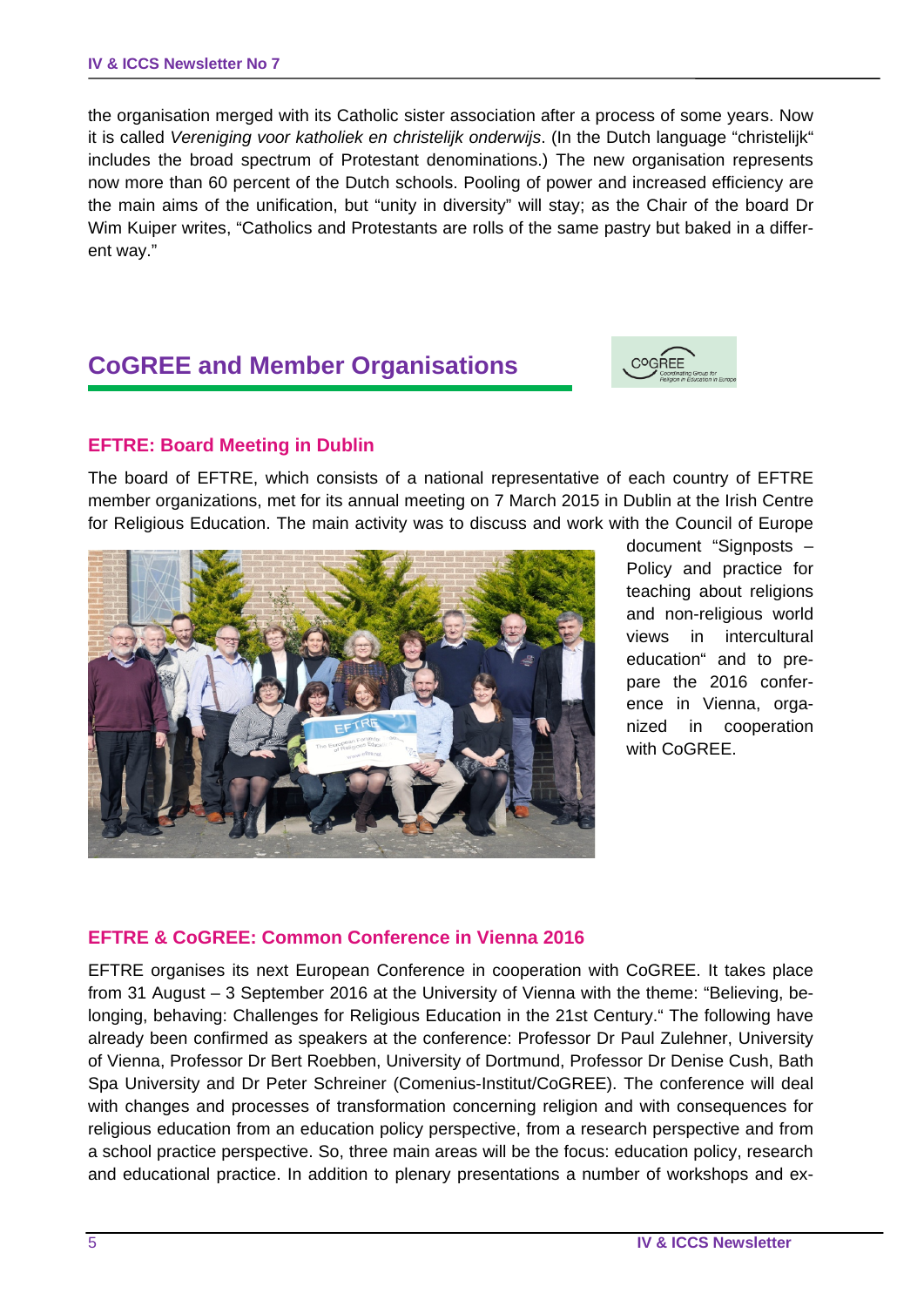the organisation merged with its Catholic sister association after a process of some years. Now it is called *Vereniging voor katholiek en christelijk onderwijs*. (In the Dutch language "christelijk" includes the broad spectrum of Protestant denominations.) The new organisation represents now more than 60 percent of the Dutch schools. Pooling of power and increased efficiency are the main aims of the unification, but "unity in diversity" will stay; as the Chair of the board Dr Wim Kuiper writes, "Catholics and Protestants are rolls of the same pastry but baked in a different way."

## CoGREE and Member Organisations

### EFTRE: Board Meeting in Dublin

The board of EFTRE, which consists of a national representative of each country of EFTRE member organizations, met for its annual meeting on 7 March 2015 in Dublin at the Irish Centre for Religious Education. The main activity was to discuss and work with the Council of Europe document "Signposts – Policy and practice for teaching about religions and non-religious world views in intercultural education" and to prepare the 2016 conference in Vienna, organized in cooperation with CoGREE.

### EFTRE & CoGREE: Common Conference in Vienna 2016

EFTRE organises its next European Conference in cooperation with CoGREE. It takes place from 31 August – 3 September 2016 at the University of Vienna with the theme: "Believing, belonging, behaving: Challenges for Religious Education in the 21st Century." The following have already been confirmed as speakers at the conference: Professor Dr Paul Zulehner, University of Vienna, Professor Dr Bert Roebben, University of Dortmund, Professor Dr Denise Cush, Bath Spa University and Dr Peter Schreiner (Comenius-Institut/CoGREE). The conference will deal with changes and processes of transformation concerning religion and with consequences for religious education from an education policy perspective, from a research perspective and from a school practice perspective. So, three main areas will be the focus: education policy, research and educational practice. In addition to plenary presentations a number of workshops and ex-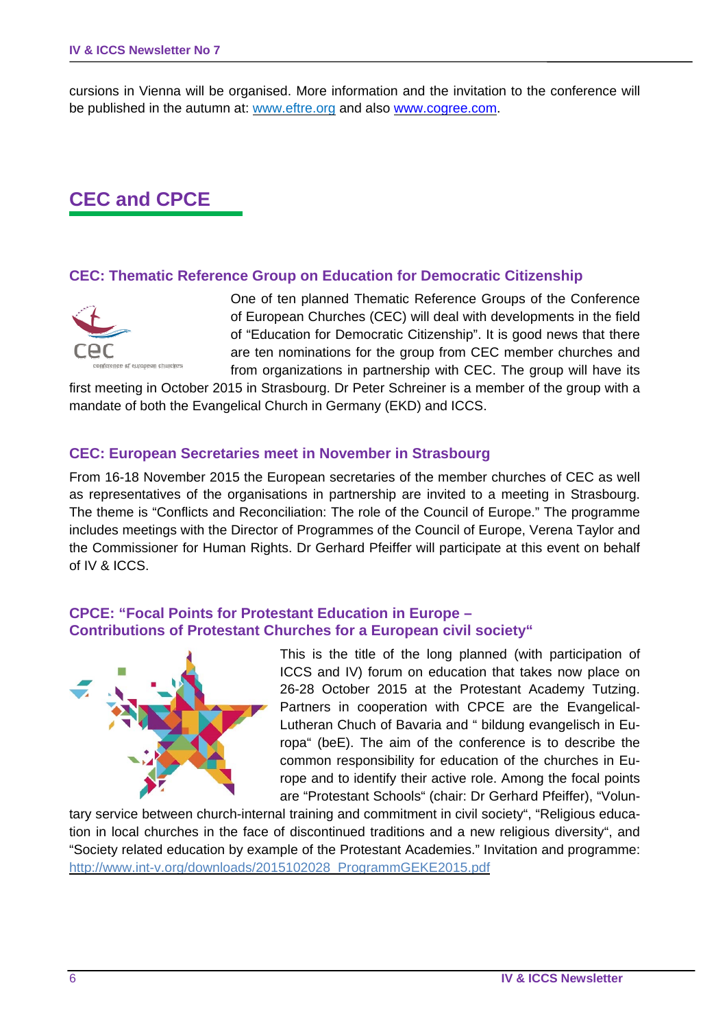cursions in Vienna will be organised. More information and the invitation to the conference will be published in the autumn at: [www.eftre.org](http://www.eftre.org) and also [www.cogree.com](http://www.cogree.com).

## CEC and CPCE

### CEC: Thematic Reference Group on Education for Democratic Citizenship

One of ten planned Thematic Reference Groups of the Conference of European Churches (CEC) will deal with developments in the field of "Education for Democratic Citizenship". It is good news that there are ten nominations for the group from CEC member churches and from organizations in partnership with CEC. The group will have its first meeting in October 2015 in Strasbourg. Dr Peter Schreiner is a member of the group with a mandate of both the Evangelical Church in Germany (EKD) and ICCS.

### CEC: European Secretaries meet in November in Strasbourg

From 16-18 November 2015 the European secretaries of the member churches of CEC as well as representatives of the organisations in partnership are invited to a meeting in Strasbourg. The theme is "Conflicts and Reconciliation: The role of the Council of Europe." The programme includes meetings with the Director of Programmes of the Council of Europe, Verena Taylor and the Commissioner for Human Rights. Dr Gerhard Pfeiffer will participate at this event on behalf of IV & ICCS.

### CPCE: "Focal Points for Protestant Education in Europe – Contributions of Protestant Churches for a European civil society"

This is the title of the long planned (with participation of ICCS and IV) forum on education that takes now place on 26-28 October 2015 at the Protestant Academy Tutzing. Partners in cooperation with CPCE are the Evangelical-Lutheran Chuch of Bavaria and " bildung evangelisch in Europa" (beE). The aim of the conference is to describe the common responsibility for education of the churches in Europe and to identify their active role. Among the focal points are "Protestant Schools" (chair: Dr Gerhard Pfeiffer), "Voluntary service between church-internal training and commitment in civil society", "Religious education in local churches in the face of discontinued traditions and a new religious diversity", and "Society related education by example of the Protestant Academies." Invitation and programme: [http://www.int-v.org/downloads/2015102028_ProgrammGEKE2015.pdf](http://www.int-v.org/downloads/2015102028_ProgrammGEKE2015.pdf)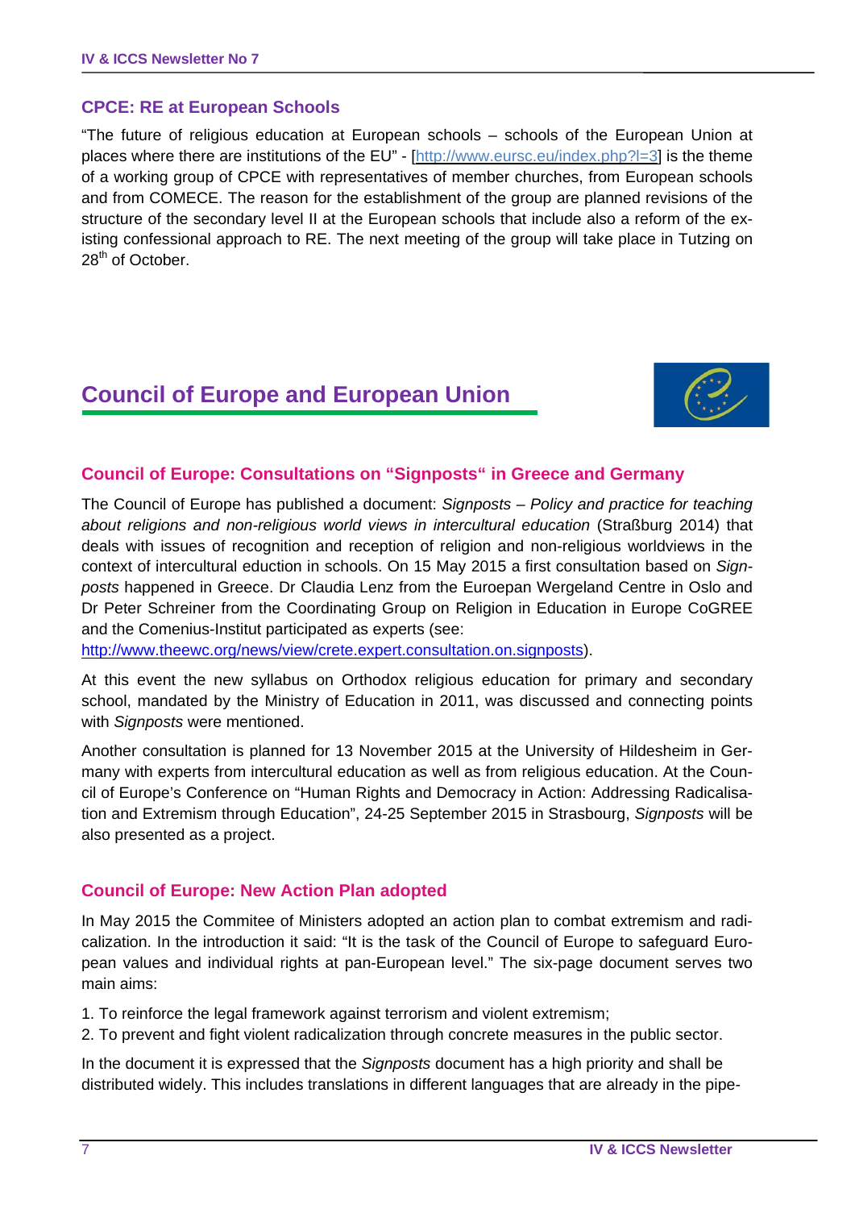### CPCE: RE at European Schools

"The future of religious education at European schools – schools of the European Union at places where there are institutions of the EU" - [http://www.eursc.eu/index.php?l=3] is the theme of a working group of CPCE with representatives of member churches, from European schools and from COMECE. The reason for the establishment of the group are planned revisions of the structure of the secondary level II at the European schools that include also a reform of the existing confessional approach to RE. The next meeting of the group will take place in Tutzing on 28th of October.

## Council of Europe and European Union

### Council of Europe: Consultations on "Signposts" in Greece and Germany

The Council of Europe has published a document: *Signposts – Policy and practice for teaching about religions and non-religious world views in intercultural education* (Straßburg 2014) that deals with issues of recognition and reception of religion and non-religious worldviews in the context of intercultural eduction in schools. On 15 May 2015 a first consultation based on *Signposts* happened in Greece. Dr Claudia Lenz from the Euroepan Wergeland Centre in Oslo and Dr Peter Schreiner from the Coordinating Group on Religion in Education in Europe CoGREE and the Comenius-Institut participated as experts (see: http://www.theewc.org/news/view/crete.expert.consultation.on.signposts).

At this event the new syllabus on Orthodox religious education for primary and secondary school, mandated by the Ministry of Education in 2011, was discussed and connecting points with *Signposts* were mentioned.

Another consultation is planned for 13 November 2015 at the University of Hildesheim in Germany with experts from intercultural education as well as from religious education. At the Council of Europe's Conference on "Human Rights and Democracy in Action: Addressing Radicalisation and Extremism through Education", 24-25 September 2015 in Strasbourg, *Signposts* will be also presented as a project.

### Council of Europe: New Action Plan adopted

In May 2015 the Commitee of Ministers adopted an action plan to combat extremism and radicalization. In the introduction it said: "It is the task of the Council of Europe to safeguard European values and individual rights at pan-European level." The six-page document serves two main aims:

1. To reinforce the legal framework against terrorism and violent extremism;
2. To prevent and fight violent radicalization through concrete measures in the public sector.

In the document it is expressed that the *Signposts* document has a high priority and shall be distributed widely. This includes translations in different languages that are already in the pipe-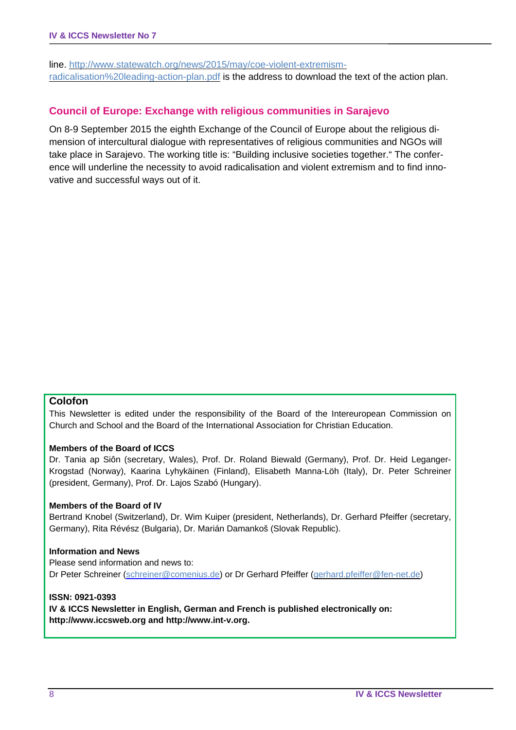line. [http://www.statewatch.org/news/2015/may/coe-violent-extremism-radicalisation%20leading-action-plan.pdf](http://www.statewatch.org/news/2015/may/coe-violent-extremism-radicalisation%20leading-action-plan.pdf) is the address to download the text of the action plan.

## Council of Europe: Exchange with religious communities in Sarajevo

On 8-9 September 2015 the eighth Exchange of the Council of Europe about the religious dimension of intercultural dialogue with representatives of religious communities and NGOs will take place in Sarajevo. The working title is: "Building inclusive societies together." The conference will underline the necessity to avoid radicalisation and violent extremism and to find innovative and successful ways out of it.

### Colofon

This Newsletter is edited under the responsibility of the Board of the Intereuropean Commission on Church and School and the Board of the International Association for Christian Education.

**Members of the Board of ICCS**
Dr. Tania ap Siôn (secretary, Wales), Prof. Dr. Roland Biewald (Germany), Prof. Dr. Heid Leganger-Krogstad (Norway), Kaarina Lyhykäinen (Finland), Elisabeth Manna-Löh (Italy), Dr. Peter Schreiner (president, Germany), Prof. Dr. Lajos Szabó (Hungary).

**Members of the Board of IV**
Bertrand Knobel (Switzerland), Dr. Wim Kuiper (president, Netherlands), Dr. Gerhard Pfeiffer (secretary, Germany), Rita Révész (Bulgaria), Dr. Marián Damankoš (Slovak Republic).

**Information and News**
Please send information and news to:
Dr Peter Schreiner (schreiner@comenius.de) or Dr Gerhard Pfeiffer (gerhard.pfeiffer@fen-net.de)

**ISSN: 0921-0393**
**IV & ICCS Newsletter in English, German and French is published electronically on: http://www.iccsweb.org and http://www.int-v.org.**